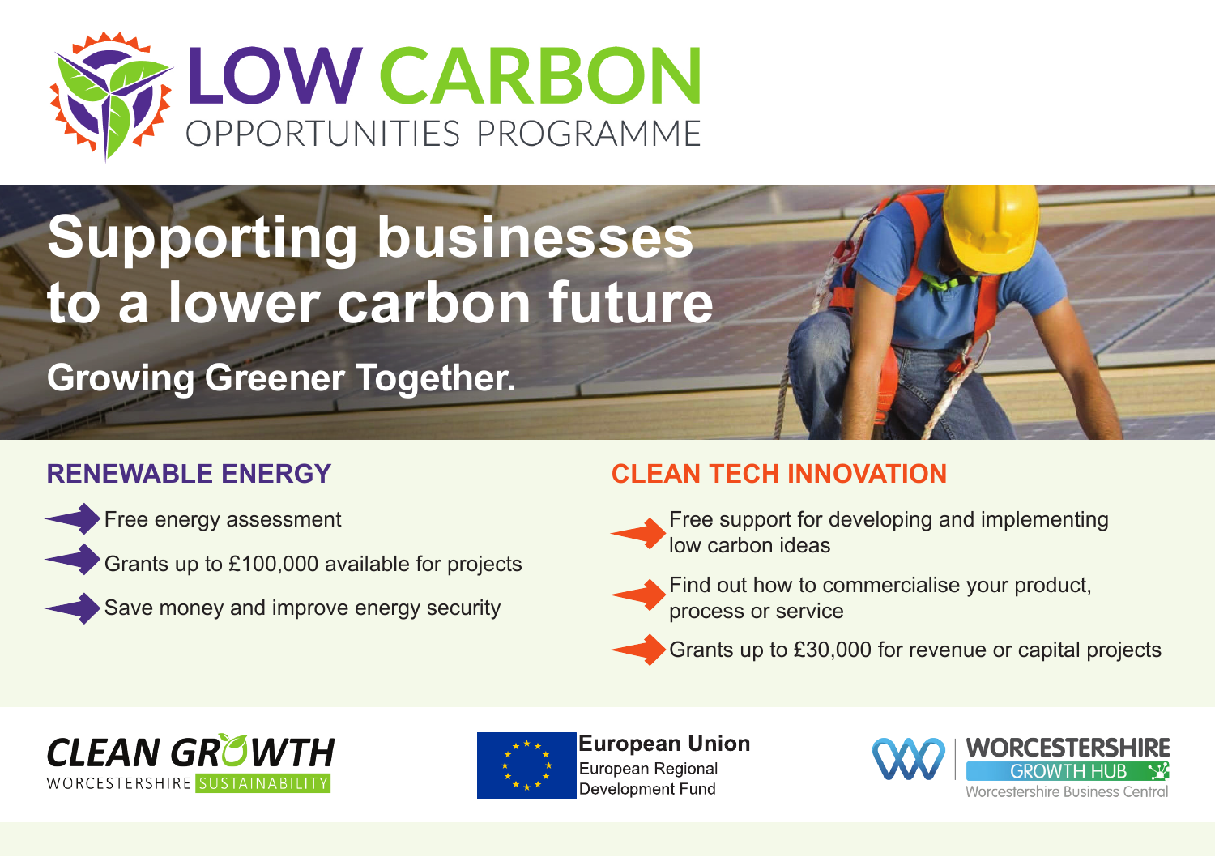# LOW CARBON OPPORTUNITIES PROGRAMME

## Supporting businesses to a lower carbon future

### Growing Greener Together.

## RENEWABLE ENERGY

- Free energy assessment
- Grants up to £100,000 available for projects
- Save money and improve energy security

## CLEAN TECH INNOVATION

- Free support for developing and implementing low carbon ideas
- Find out how to commercialise your product, process or service
- Grants up to £30,000 for revenue or capital projects

CLEAN GROWTH WORCESTERSHIRE SUSTAINABILITY

European Union
European Regional Development Fund

WORCESTERSHIRE GROWTH HUB
Worcestershire Business Central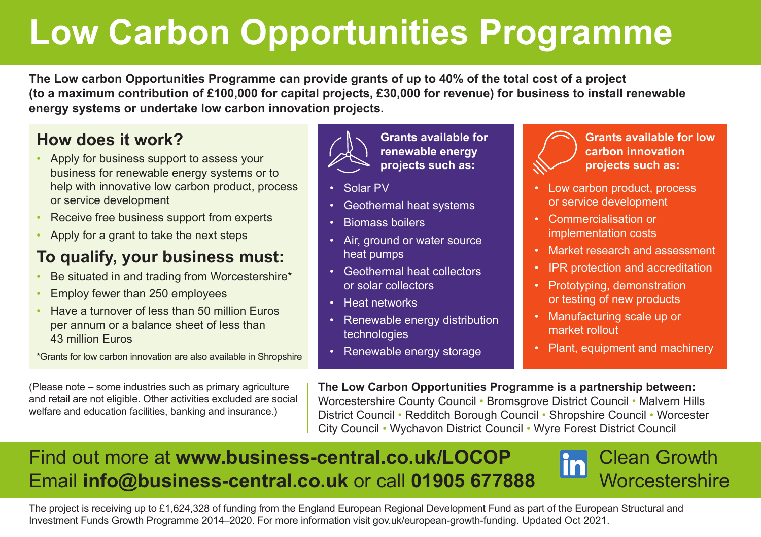# Low Carbon Opportunities Programme

**The Low carbon Opportunities Programme can provide grants of up to 40% of the total cost of a project (to a maximum contribution of £100,000 for capital projects, £30,000 for revenue) for business to install renewable energy systems or undertake low carbon innovation projects.**

## How does it work?

- Apply for business support to assess your business for renewable energy systems or to help with innovative low carbon product, process or service development
- Receive free business support from experts
- Apply for a grant to take the next steps

## To qualify, your business must:

- Be situated in and trading from Worcestershire*
- Employ fewer than 250 employees
- Have a turnover of less than 50 million Euros per annum or a balance sheet of less than 43 million Euros

*Grants for low carbon innovation are also available in Shropshire

### Grants available for renewable energy projects such as:

- Solar PV
- Geothermal heat systems
- Biomass boilers
- Air, ground or water source heat pumps
- Geothermal heat collectors or solar collectors
- Heat networks
- Renewable energy distribution technologies
- Renewable energy storage

### Grants available for low carbon innovation projects such as:

- Low carbon product, process or service development
- Commercialisation or implementation costs
- Market research and assessment
- IPR protection and accreditation
- Prototyping, demonstration or testing of new products
- Manufacturing scale up or market rollout
- Plant, equipment and machinery

(Please note – some industries such as primary agriculture and retail are not eligible. Other activities excluded are social welfare and education facilities, banking and insurance.)

**The Low Carbon Opportunities Programme is a partnership between:**
Worcestershire County Council • Bromsgrove District Council • Malvern Hills District Council • Redditch Borough Council • Shropshire Council • Worcester City Council • Wychavon District Council • Wyre Forest District Council

Find out more at **www.business-central.co.uk/LOCOP**
Email **info@business-central.co.uk** or call **01905 677888**

Clean Growth Worcestershire

The project is receiving up to £1,624,328 of funding from the England European Regional Development Fund as part of the European Structural and Investment Funds Growth Programme 2014–2020. For more information visit gov.uk/european-growth-funding. Updated Oct 2021.